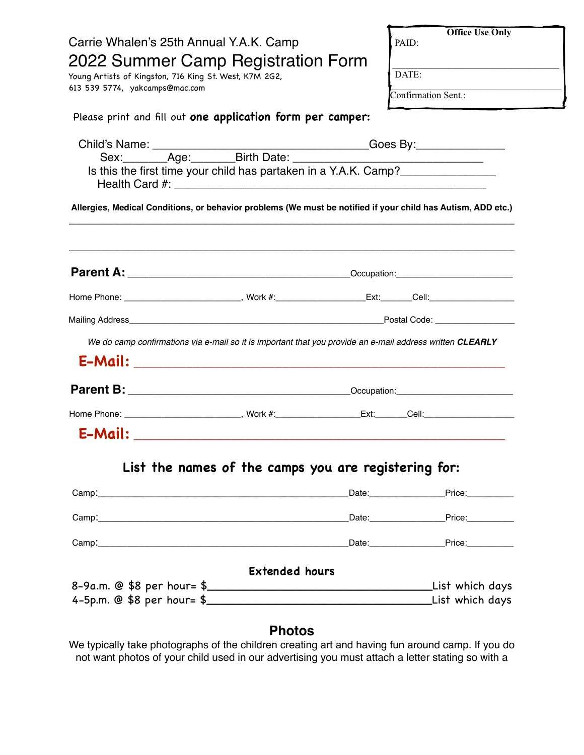Carrie Whalen's 25th Annual Y.A.K. Camp

# 2022 Summer Camp Registration Form

Young Artists of Kingston, 716 King St. West, K7M 2G2,
613 539 5774, yakcamps@mac.com

**Office Use Only**

PAID:

DATE:

Confirmation Sent.:

Please print and fill out **one application form per camper:**

Child's Name: ________________________________Goes By:______________

Sex:_______Age:_______Birth Date: ______________________________

Is this the first time your child has partaken in a Y.A.K. Camp?_______________

Health Card #: _______________________________________________

**Allergies, Medical Conditions, or behavior problems (We must be notified if your child has Autism, ADD etc.)**

_______________________________________________________________________

_______________________________________________________________________

**Parent A:** ______________________________________Occupation:______________________

Home Phone: _______________________, Work #:_________________Ext:______Cell:_________________

Mailing Address__________________________________________________Postal Code: ________________

*We do camp confirmations via e-mail so it is important that you provide an e-mail address written* ***CLEARLY***

**E-Mail:** ___________________________________________________________

**Parent B:** ______________________________________Occupation:______________________

Home Phone: _______________________, Work #:________________Ext:______Cell:__________________

**E-Mail:** ___________________________________________________________

## List the names of the camps you are registering for:

Camp:________________________________________________Date:_______________Price:_________

Camp:________________________________________________Date:_______________Price:_________

Camp:________________________________________________Date:_______________Price:_________

### Extended hours

8-9a.m. @ $8 per hour= $___________________________________List which days

4-5p.m. @ $8 per hour= $___________________________________List which days

## Photos

We typically take photographs of the children creating art and having fun around camp. If you do not want photos of your child used in our advertising you must attach a letter stating so with a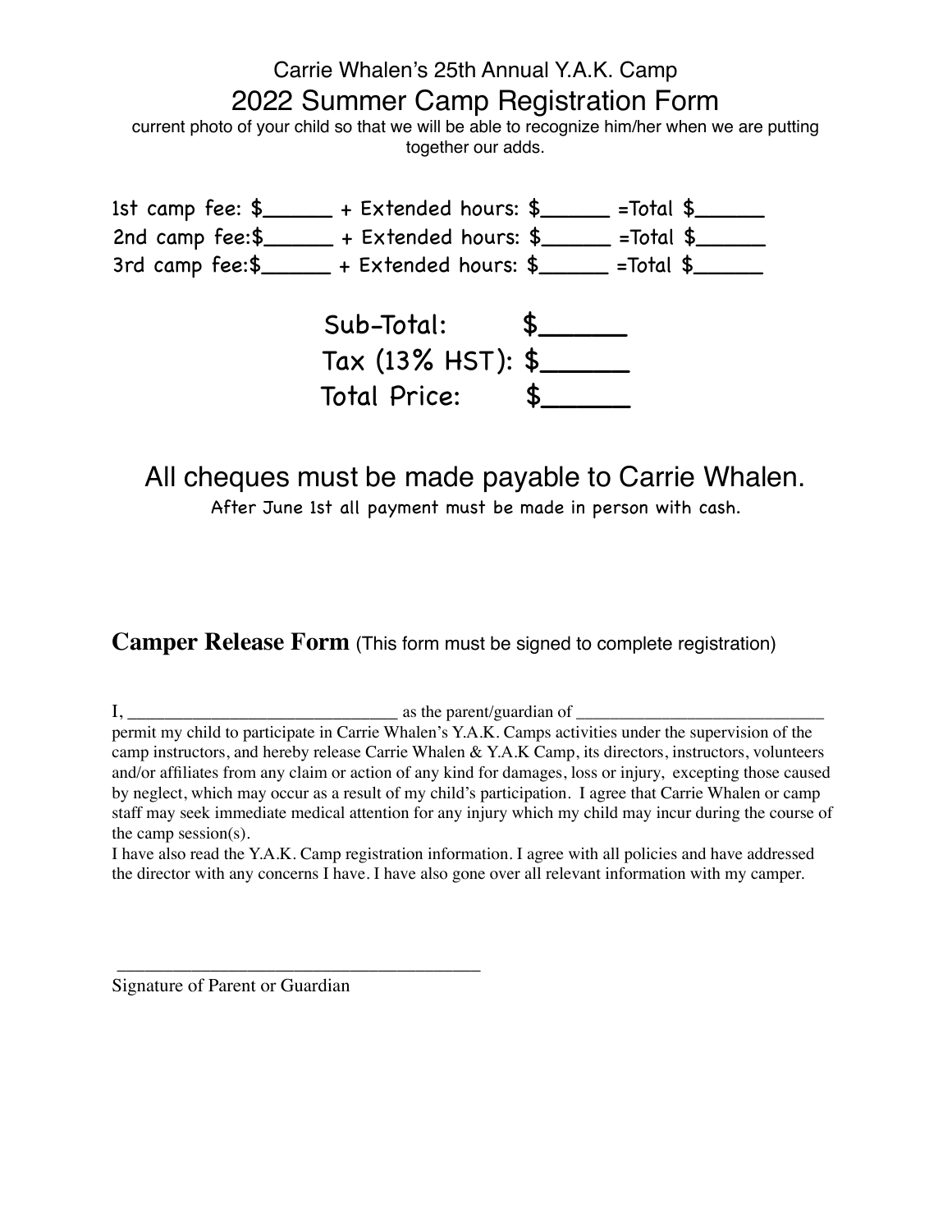Carrie Whalen's 25th Annual Y.A.K. Camp

# 2022 Summer Camp Registration Form

current photo of your child so that we will be able to recognize him/her when we are putting together our adds.

1st camp fee: $_____ + Extended hours: $_____ =Total $_____
2nd camp fee:$_____ + Extended hours: $_____ =Total $_____
3rd camp fee:$_____ + Extended hours: $_____ =Total $_____

Sub-Total: $_____
Tax (13% HST): $_____
Total Price: $_____

## All cheques must be made payable to Carrie Whalen.

After June 1st all payment must be made in person with cash.

**Camper Release Form** (This form must be signed to complete registration)

I, _______________________________ as the parent/guardian of _____________________________ permit my child to participate in Carrie Whalen's Y.A.K. Camps activities under the supervision of the camp instructors, and hereby release Carrie Whalen & Y.A.K Camp, its directors, instructors, volunteers and/or affiliates from any claim or action of any kind for damages, loss or injury, excepting those caused by neglect, which may occur as a result of my child's participation. I agree that Carrie Whalen or camp staff may seek immediate medical attention for any injury which my child may incur during the course of the camp session(s).
I have also read the Y.A.K. Camp registration information. I agree with all policies and have addressed the director with any concerns I have. I have also gone over all relevant information with my camper.

_________________________________________
Signature of Parent or Guardian